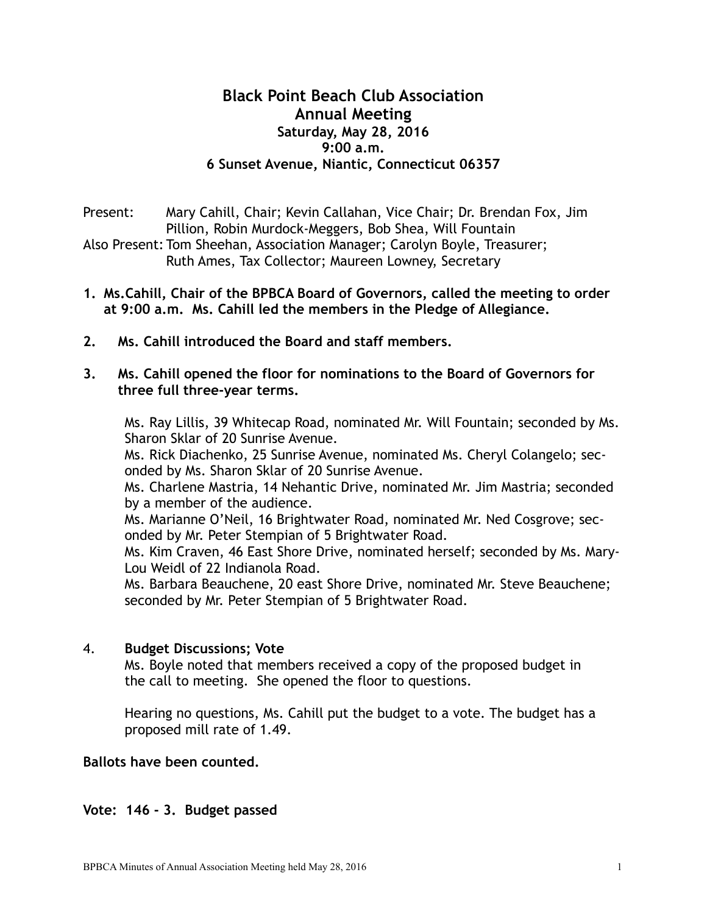# Black Point Beach Club Association
## Annual Meeting
### Saturday, May 28, 2016
### 9:00 a.m.
### 6 Sunset Avenue, Niantic, Connecticut 06357

Present: Mary Cahill, Chair; Kevin Callahan, Vice Chair; Dr. Brendan Fox, Jim Pillion, Robin Murdock-Meggers, Bob Shea, Will Fountain

Also Present: Tom Sheehan, Association Manager; Carolyn Boyle, Treasurer; Ruth Ames, Tax Collector; Maureen Lowney, Secretary

1. **Ms.Cahill, Chair of the BPBCA Board of Governors, called the meeting to order at 9:00 a.m. Ms. Cahill led the members in the Pledge of Allegiance.**

2. **Ms. Cahill introduced the Board and staff members.**

3. **Ms. Cahill opened the floor for nominations to the Board of Governors for three full three-year terms.**

   Ms. Ray Lillis, 39 Whitecap Road, nominated Mr. Will Fountain; seconded by Ms. Sharon Sklar of 20 Sunrise Avenue.
   Ms. Rick Diachenko, 25 Sunrise Avenue, nominated Ms. Cheryl Colangelo; seconded by Ms. Sharon Sklar of 20 Sunrise Avenue.
   Ms. Charlene Mastria, 14 Nehantic Drive, nominated Mr. Jim Mastria; seconded by a member of the audience.
   Ms. Marianne O'Neil, 16 Brightwater Road, nominated Mr. Ned Cosgrove; seconded by Mr. Peter Stempian of 5 Brightwater Road.
   Ms. Kim Craven, 46 East Shore Drive, nominated herself; seconded by Ms. Mary-Lou Weidl of 22 Indianola Road.
   Ms. Barbara Beauchene, 20 east Shore Drive, nominated Mr. Steve Beauchene; seconded by Mr. Peter Stempian of 5 Brightwater Road.

4. **Budget Discussions; Vote**
   Ms. Boyle noted that members received a copy of the proposed budget in the call to meeting. She opened the floor to questions.

   Hearing no questions, Ms. Cahill put the budget to a vote. The budget has a proposed mill rate of 1.49.

**Ballots have been counted.**

**Vote: 146 - 3. Budget passed**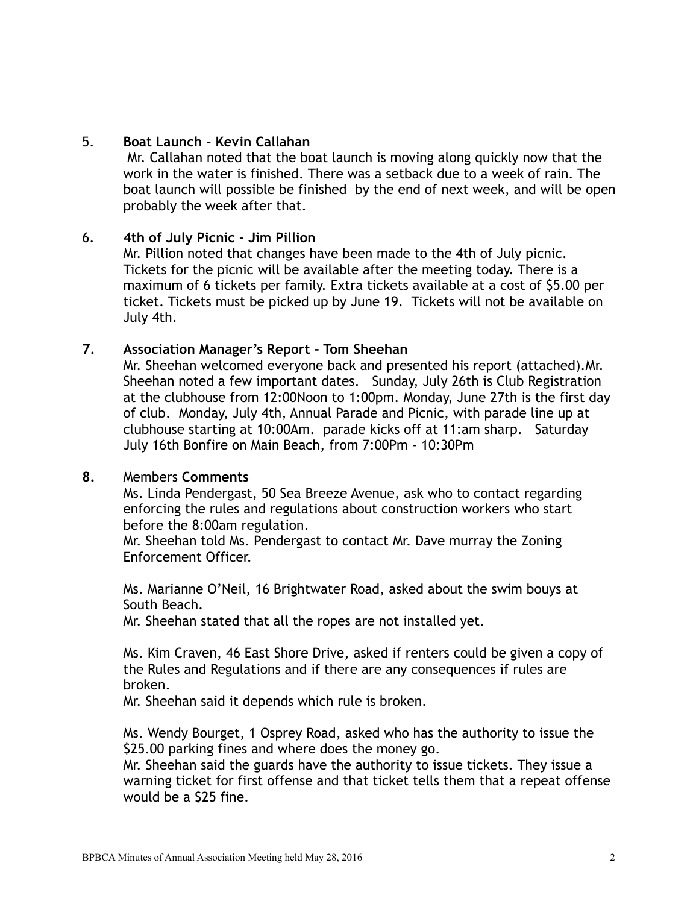5. **Boat Launch - Kevin Callahan**

 Mr. Callahan noted that the boat launch is moving along quickly now that the work in the water is finished. There was a setback due to a week of rain. The boat launch will possible be finished  by the end of next week, and will be open probably the week after that.

6. **4th of July Picnic - Jim Pillion**

Mr. Pillion noted that changes have been made to the 4th of July picnic. Tickets for the picnic will be available after the meeting today. There is a maximum of 6 tickets per family. Extra tickets available at a cost of $5.00 per ticket. Tickets must be picked up by June 19.  Tickets will not be available on July 4th.

**7. Association Manager's Report - Tom Sheehan**

Mr. Sheehan welcomed everyone back and presented his report (attached).Mr. Sheehan noted a few important dates.   Sunday, July 26th is Club Registration at the clubhouse from 12:00Noon to 1:00pm. Monday, June 27th is the first day of club.  Monday, July 4th, Annual Parade and Picnic, with parade line up at clubhouse starting at 10:00Am.  parade kicks off at 11:am sharp.   Saturday July 16th Bonfire on Main Beach, from 7:00Pm - 10:30Pm

**8.** Members **Comments**

Ms. Linda Pendergast, 50 Sea Breeze Avenue, ask who to contact regarding enforcing the rules and regulations about construction workers who start before the 8:00am regulation.
Mr. Sheehan told Ms. Pendergast to contact Mr. Dave murray the Zoning Enforcement Officer.

Ms. Marianne O'Neil, 16 Brightwater Road, asked about the swim bouys at South Beach.
Mr. Sheehan stated that all the ropes are not installed yet.

Ms. Kim Craven, 46 East Shore Drive, asked if renters could be given a copy of the Rules and Regulations and if there are any consequences if rules are broken.
Mr. Sheehan said it depends which rule is broken.

Ms. Wendy Bourget, 1 Osprey Road, asked who has the authority to issue the $25.00 parking fines and where does the money go.
Mr. Sheehan said the guards have the authority to issue tickets. They issue a warning ticket for first offense and that ticket tells them that a repeat offense would be a $25 fine.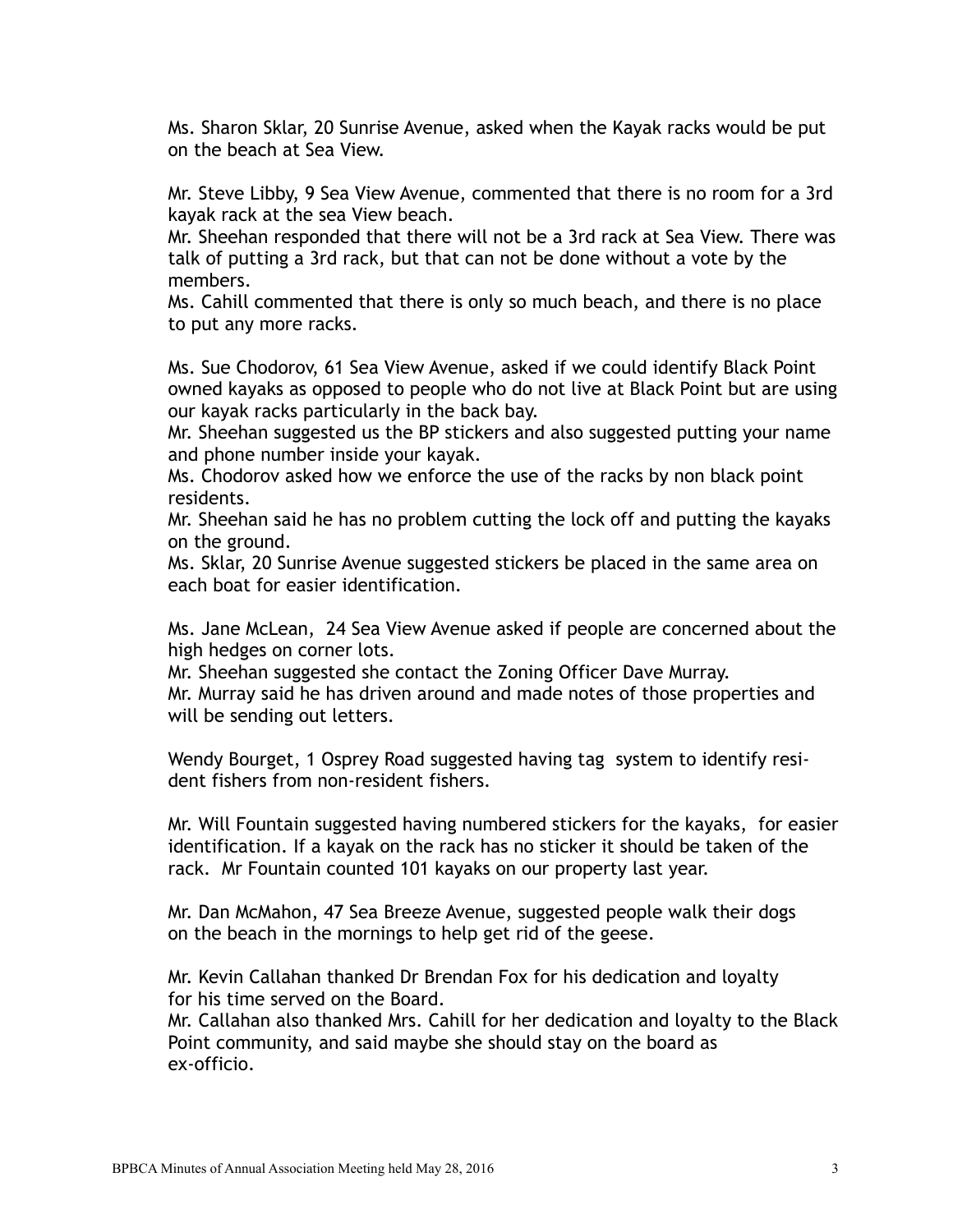Ms. Sharon Sklar, 20 Sunrise Avenue, asked when the Kayak racks would be put on the beach at Sea View.

Mr. Steve Libby, 9 Sea View Avenue, commented that there is no room for a 3rd kayak rack at the sea View beach.
Mr. Sheehan responded that there will not be a 3rd rack at Sea View. There was talk of putting a 3rd rack, but that can not be done without a vote by the members.
Ms. Cahill commented that there is only so much beach, and there is no place to put any more racks.

Ms. Sue Chodorov, 61 Sea View Avenue, asked if we could identify Black Point owned kayaks as opposed to people who do not live at Black Point but are using our kayak racks particularly in the back bay.
Mr. Sheehan suggested us the BP stickers and also suggested putting your name and phone number inside your kayak.
Ms. Chodorov asked how we enforce the use of the racks by non black point residents.
Mr. Sheehan said he has no problem cutting the lock off and putting the kayaks on the ground.
Ms. Sklar, 20 Sunrise Avenue suggested stickers be placed in the same area on each boat for easier identification.

Ms. Jane McLean, 24 Sea View Avenue asked if people are concerned about the high hedges on corner lots.
Mr. Sheehan suggested she contact the Zoning Officer Dave Murray.
Mr. Murray said he has driven around and made notes of those properties and will be sending out letters.

Wendy Bourget, 1 Osprey Road suggested having tag system to identify resident fishers from non-resident fishers.

Mr. Will Fountain suggested having numbered stickers for the kayaks, for easier identification. If a kayak on the rack has no sticker it should be taken of the rack. Mr Fountain counted 101 kayaks on our property last year.

Mr. Dan McMahon, 47 Sea Breeze Avenue, suggested people walk their dogs on the beach in the mornings to help get rid of the geese.

Mr. Kevin Callahan thanked Dr Brendan Fox for his dedication and loyalty for his time served on the Board.
Mr. Callahan also thanked Mrs. Cahill for her dedication and loyalty to the Black Point community, and said maybe she should stay on the board as ex-officio.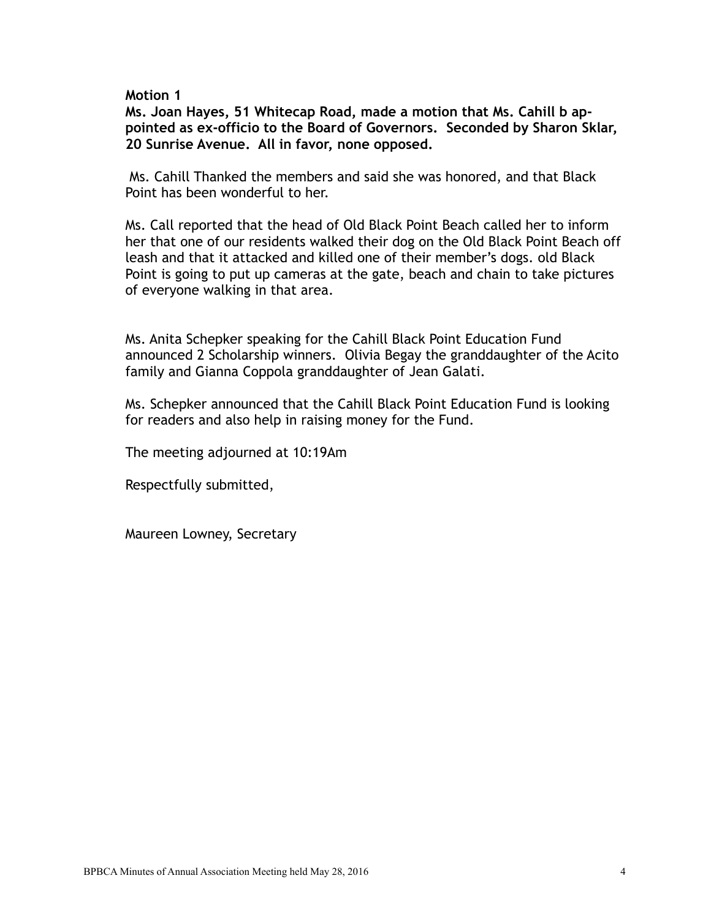**Motion 1**

**Ms. Joan Hayes, 51 Whitecap Road, made a motion that Ms. Cahill b appointed as ex-officio to the Board of Governors. Seconded by Sharon Sklar, 20 Sunrise Avenue. All in favor, none opposed.**

Ms. Cahill Thanked the members and said she was honored, and that Black Point has been wonderful to her.

Ms. Call reported that the head of Old Black Point Beach called her to inform her that one of our residents walked their dog on the Old Black Point Beach off leash and that it attacked and killed one of their member's dogs. old Black Point is going to put up cameras at the gate, beach and chain to take pictures of everyone walking in that area.

Ms. Anita Schepker speaking for the Cahill Black Point Education Fund announced 2 Scholarship winners. Olivia Begay the granddaughter of the Acito family and Gianna Coppola granddaughter of Jean Galati.

Ms. Schepker announced that the Cahill Black Point Education Fund is looking for readers and also help in raising money for the Fund.

The meeting adjourned at 10:19Am

Respectfully submitted,

Maureen Lowney, Secretary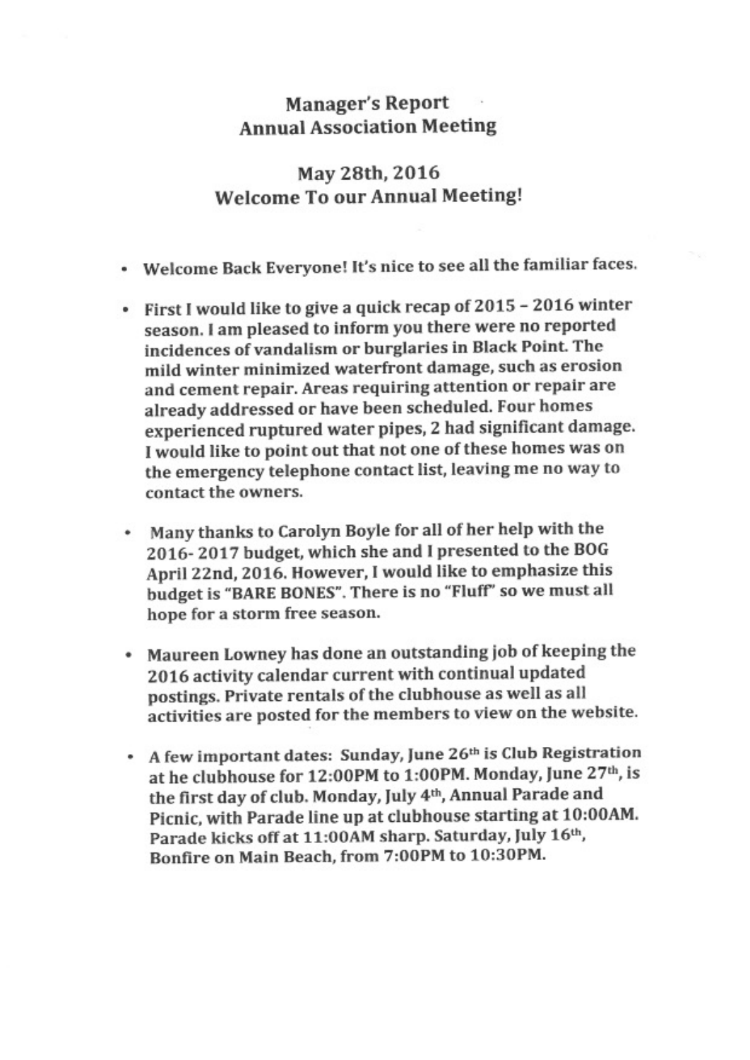# Manager's Report
## Annual Association Meeting

## May 28th, 2016
## Welcome To our Annual Meeting!

- Welcome Back Everyone! It's nice to see all the familiar faces.

- First I would like to give a quick recap of 2015 – 2016 winter season. I am pleased to inform you there were no reported incidences of vandalism or burglaries in Black Point. The mild winter minimized waterfront damage, such as erosion and cement repair. Areas requiring attention or repair are already addressed or have been scheduled. Four homes experienced ruptured water pipes, 2 had significant damage. I would like to point out that not one of these homes was on the emergency telephone contact list, leaving me no way to contact the owners.

- Many thanks to Carolyn Boyle for all of her help with the 2016- 2017 budget, which she and I presented to the BOG April 22nd, 2016. However, I would like to emphasize this budget is "BARE BONES". There is no "Fluff" so we must all hope for a storm free season.

- Maureen Lowney has done an outstanding job of keeping the 2016 activity calendar current with continual updated postings. Private rentals of the clubhouse as well as all activities are posted for the members to view on the website.

- A few important dates: Sunday, June 26th is Club Registration at he clubhouse for 12:00PM to 1:00PM. Monday, June 27th, is the first day of club. Monday, July 4th, Annual Parade and Picnic, with Parade line up at clubhouse starting at 10:00AM. Parade kicks off at 11:00AM sharp. Saturday, July 16th, Bonfire on Main Beach, from 7:00PM to 10:30PM.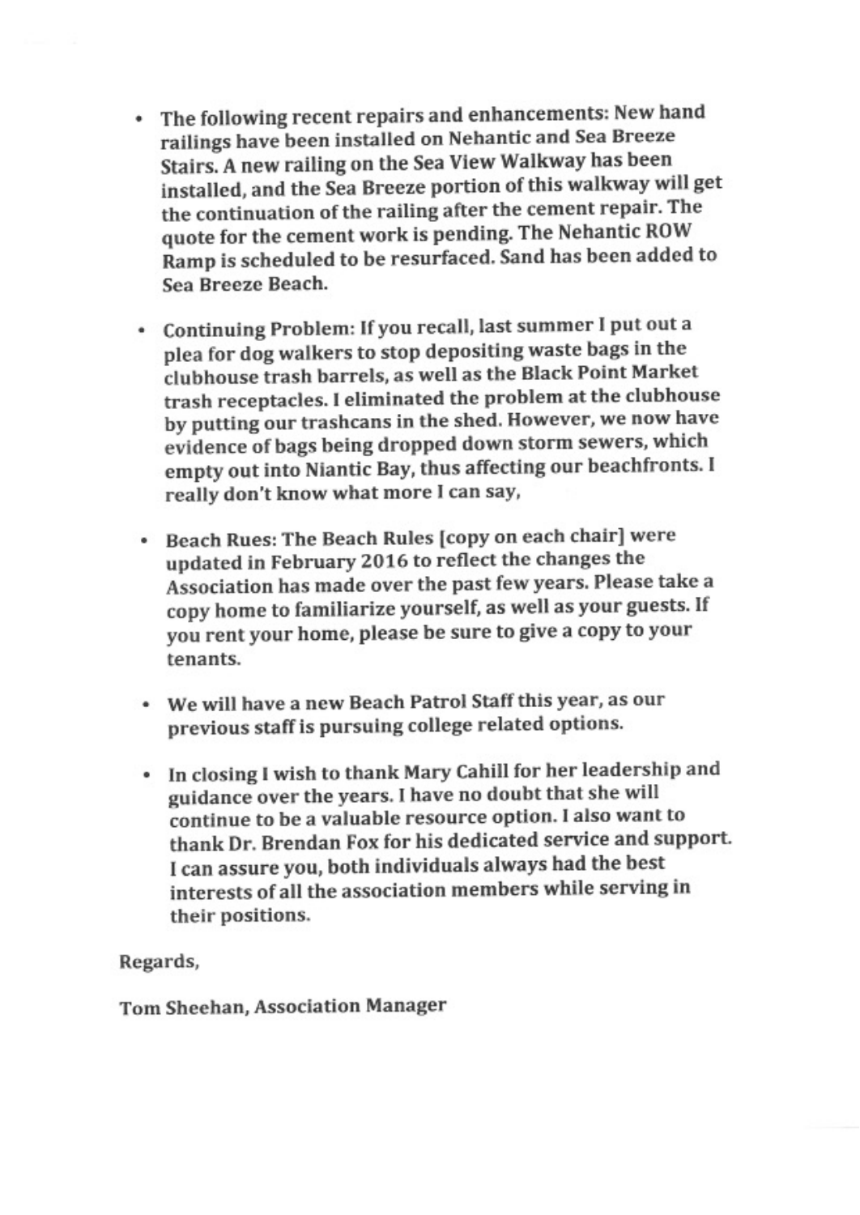- The following recent repairs and enhancements: New hand railings have been installed on Nehantic and Sea Breeze Stairs. A new railing on the Sea View Walkway has been installed, and the Sea Breeze portion of this walkway will get the continuation of the railing after the cement repair. The quote for the cement work is pending. The Nehantic ROW Ramp is scheduled to be resurfaced. Sand has been added to Sea Breeze Beach.

- Continuing Problem: If you recall, last summer I put out a plea for dog walkers to stop depositing waste bags in the clubhouse trash barrels, as well as the Black Point Market trash receptacles. I eliminated the problem at the clubhouse by putting our trashcans in the shed. However, we now have evidence of bags being dropped down storm sewers, which empty out into Niantic Bay, thus affecting our beachfronts. I really don't know what more I can say,

- Beach Rues: The Beach Rules [copy on each chair] were updated in February 2016 to reflect the changes the Association has made over the past few years. Please take a copy home to familiarize yourself, as well as your guests. If you rent your home, please be sure to give a copy to your tenants.

- We will have a new Beach Patrol Staff this year, as our previous staff is pursuing college related options.

- In closing I wish to thank Mary Cahill for her leadership and guidance over the years. I have no doubt that she will continue to be a valuable resource option. I also want to thank Dr. Brendan Fox for his dedicated service and support. I can assure you, both individuals always had the best interests of all the association members while serving in their positions.

Regards,

Tom Sheehan, Association Manager